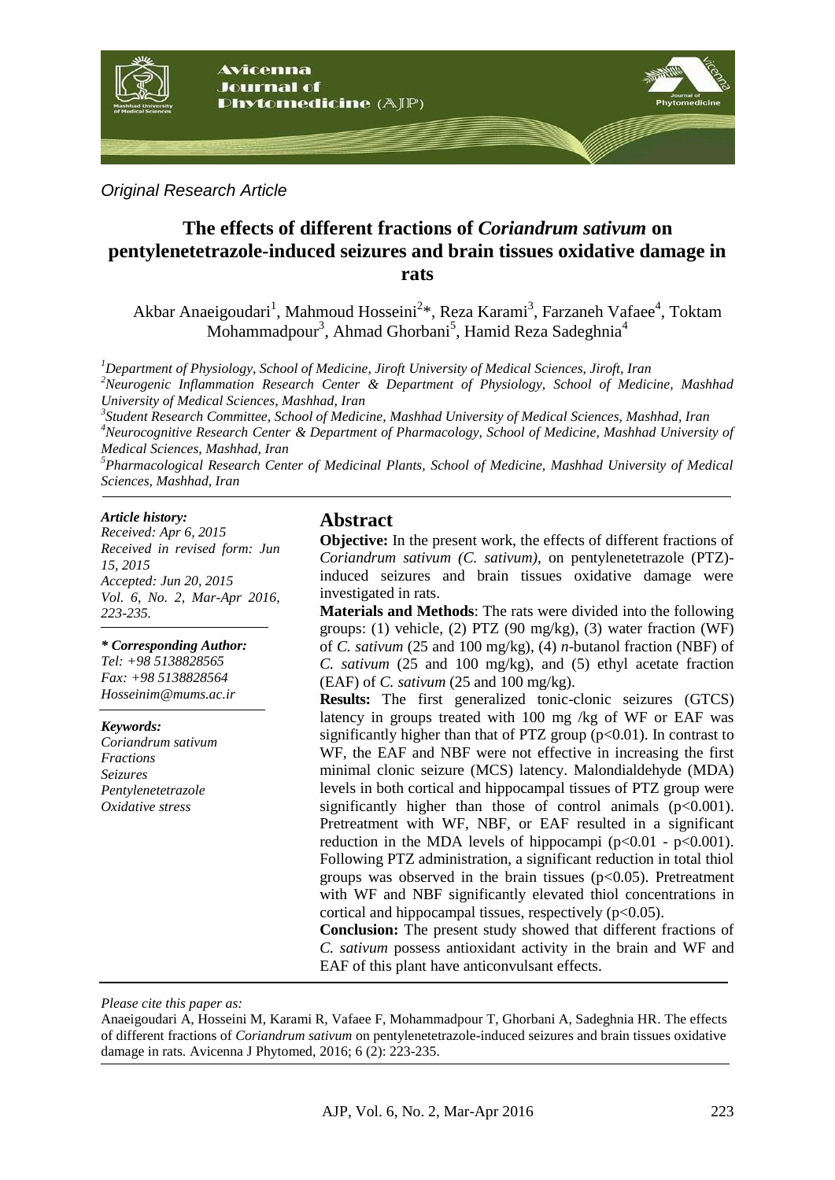*Original Research Article*

# The effects of different fractions of *Coriandrum sativum* on pentylenetetrazole-induced seizures and brain tissues oxidative damage in rats

Akbar Anaeigoudari[1], Mahmoud Hosseini[2]*, Reza Karami[3], Farzaneh Vafaee[4], Toktam Mohammadpour[3], Ahmad Ghorbani[5], Hamid Reza Sadeghnia[4]

[1]*Department of Physiology, School of Medicine, Jiroft University of Medical Sciences, Jiroft, Iran*
[2]*Neurogenic Inflammation Research Center & Department of Physiology, School of Medicine, Mashhad University of Medical Sciences, Mashhad, Iran*
[3]*Student Research Committee, School of Medicine, Mashhad University of Medical Sciences, Mashhad, Iran*
[4]*Neurocognitive Research Center & Department of Pharmacology, School of Medicine, Mashhad University of Medical Sciences, Mashhad, Iran*
[5]*Pharmacological Research Center of Medicinal Plants, School of Medicine, Mashhad University of Medical Sciences, Mashhad, Iran*

***Article history:***
*Received: Apr 6, 2015*
*Received in revised form: Jun 15, 2015*
*Accepted: Jun 20, 2015*
*Vol. 6, No. 2, Mar-Apr 2016, 223-235.*

***\* Corresponding Author:***
*Tel: +98 5138828565*
*Fax: +98 5138828564*
*Hosseinim@mums.ac.ir*

***Keywords:***
*Coriandrum sativum*
*Fractions*
*Seizures*
*Pentylenetetrazole*
*Oxidative stress*

## Abstract

**Objective:** In the present work, the effects of different fractions of *Coriandrum sativum (C. sativum)*, on pentylenetetrazole (PTZ)-induced seizures and brain tissues oxidative damage were investigated in rats.

**Materials and Methods**: The rats were divided into the following groups: (1) vehicle, (2) PTZ (90 mg/kg), (3) water fraction (WF) of *C. sativum* (25 and 100 mg/kg), (4) *n*-butanol fraction (NBF) of *C. sativum* (25 and 100 mg/kg), and (5) ethyl acetate fraction (EAF) of *C. sativum* (25 and 100 mg/kg).

**Results:** The first generalized tonic-clonic seizures (GTCS) latency in groups treated with 100 mg /kg of WF or EAF was significantly higher than that of PTZ group ($p<0.01$). In contrast to WF, the EAF and NBF were not effective in increasing the first minimal clonic seizure (MCS) latency. Malondialdehyde (MDA) levels in both cortical and hippocampal tissues of PTZ group were significantly higher than those of control animals ($p<0.001$). Pretreatment with WF, NBF, or EAF resulted in a significant reduction in the MDA levels of hippocampi ($p<0.01$ - $p<0.001$). Following PTZ administration, a significant reduction in total thiol groups was observed in the brain tissues ($p<0.05$). Pretreatment with WF and NBF significantly elevated thiol concentrations in cortical and hippocampal tissues, respectively ($p<0.05$).

**Conclusion:** The present study showed that different fractions of *C. sativum* possess antioxidant activity in the brain and WF and EAF of this plant have anticonvulsant effects.

*Please cite this paper as:*

Anaeigoudari A, Hosseini M, Karami R, Vafaee F, Mohammadpour T, Ghorbani A, Sadeghnia HR. The effects of different fractions of *Coriandrum sativum* on pentylenetetrazole-induced seizures and brain tissues oxidative damage in rats. Avicenna J Phytomed, 2016; 6 (2): 223-235.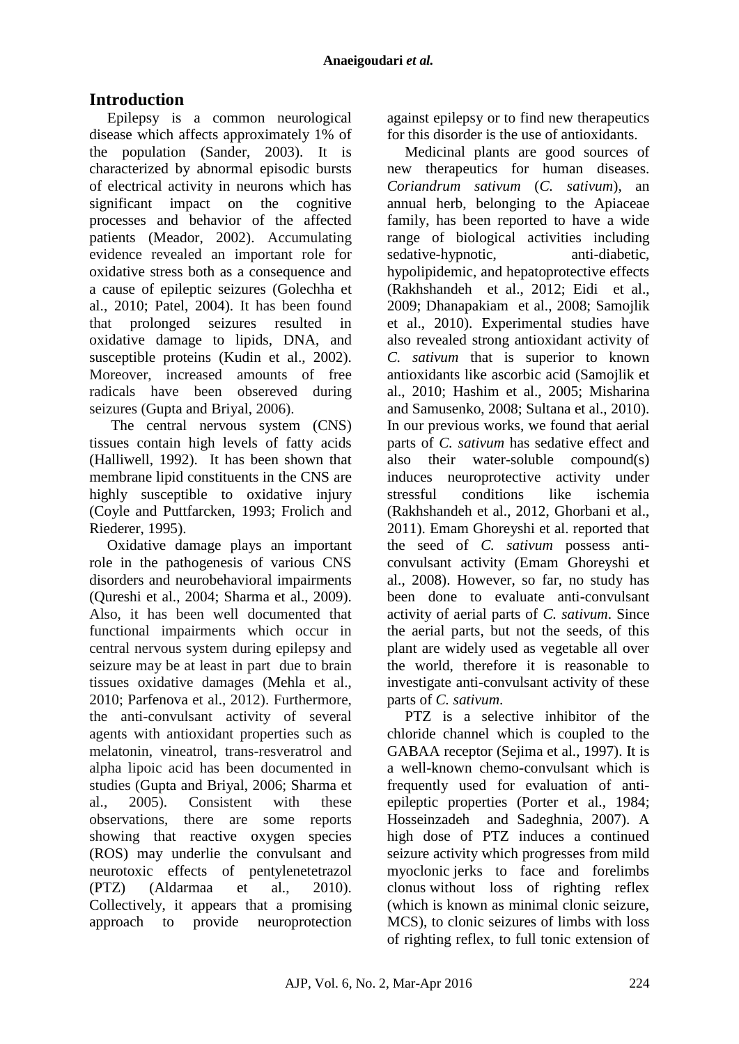## Introduction

Epilepsy is a common neurological disease which affects approximately 1% of the population (Sander, 2003). It is characterized by abnormal episodic bursts of electrical activity in neurons which has significant impact on the cognitive processes and behavior of the affected patients (Meador, 2002). Accumulating evidence revealed an important role for oxidative stress both as a consequence and a cause of epileptic seizures (Golechha et al., 2010; Patel, 2004). It has been found that prolonged seizures resulted in oxidative damage to lipids, DNA, and susceptible proteins (Kudin et al., 2002). Moreover, increased amounts of free radicals have been obsereved during seizures (Gupta and Briyal, 2006).

The central nervous system (CNS) tissues contain high levels of fatty acids (Halliwell, 1992). It has been shown that membrane lipid constituents in the CNS are highly susceptible to oxidative injury (Coyle and Puttfarcken, 1993; Frolich and Riederer, 1995).

Oxidative damage plays an important role in the pathogenesis of various CNS disorders and neurobehavioral impairments (Qureshi et al., 2004; Sharma et al., 2009). Also, it has been well documented that functional impairments which occur in central nervous system during epilepsy and seizure may be at least in part due to brain tissues oxidative damages (Mehla et al., 2010; Parfenova et al., 2012). Furthermore, the anti-convulsant activity of several agents with antioxidant properties such as melatonin, vineatrol, trans-resveratrol and alpha lipoic acid has been documented in studies (Gupta and Briyal, 2006; Sharma et al., 2005). Consistent with these observations, there are some reports showing that reactive oxygen species (ROS) may underlie the convulsant and neurotoxic effects of pentylenetetrazol (PTZ) (Aldarmaa et al., 2010). Collectively, it appears that a promising approach to provide neuroprotection against epilepsy or to find new therapeutics for this disorder is the use of antioxidants.

Medicinal plants are good sources of new therapeutics for human diseases. *Coriandrum sativum* (*C. sativum*), an annual herb, belonging to the Apiaceae family, has been reported to have a wide range of biological activities including sedative-hypnotic, anti-diabetic, hypolipidemic, and hepatoprotective effects (Rakhshandeh et al., 2012; Eidi et al., 2009; Dhanapakiam et al., 2008; Samojlik et al., 2010). Experimental studies have also revealed strong antioxidant activity of *C. sativum* that is superior to known antioxidants like ascorbic acid (Samojlik et al., 2010; Hashim et al., 2005; Misharina and Samusenko, 2008; Sultana et al., 2010). In our previous works, we found that aerial parts of *C. sativum* has sedative effect and also their water-soluble compound(s) induces neuroprotective activity under stressful conditions like ischemia (Rakhshandeh et al., 2012, Ghorbani et al., 2011). Emam Ghoreyshi et al. reported that the seed of *C. sativum* possess anti-convulsant activity (Emam Ghoreyshi et al., 2008). However, so far, no study has been done to evaluate anti-convulsant activity of aerial parts of *C. sativum*. Since the aerial parts, but not the seeds, of this plant are widely used as vegetable all over the world, therefore it is reasonable to investigate anti-convulsant activity of these parts of *C. sativum*.

PTZ is a selective inhibitor of the chloride channel which is coupled to the GABAA receptor (Sejima et al., 1997). It is a well-known chemo-convulsant which is frequently used for evaluation of anti-epileptic properties (Porter et al., 1984; Hosseinzadeh and Sadeghnia, 2007). A high dose of PTZ induces a continued seizure activity which progresses from mild myoclonic jerks to face and forelimbs clonus without loss of righting reflex (which is known as minimal clonic seizure, MCS), to clonic seizures of limbs with loss of righting reflex, to full tonic extension of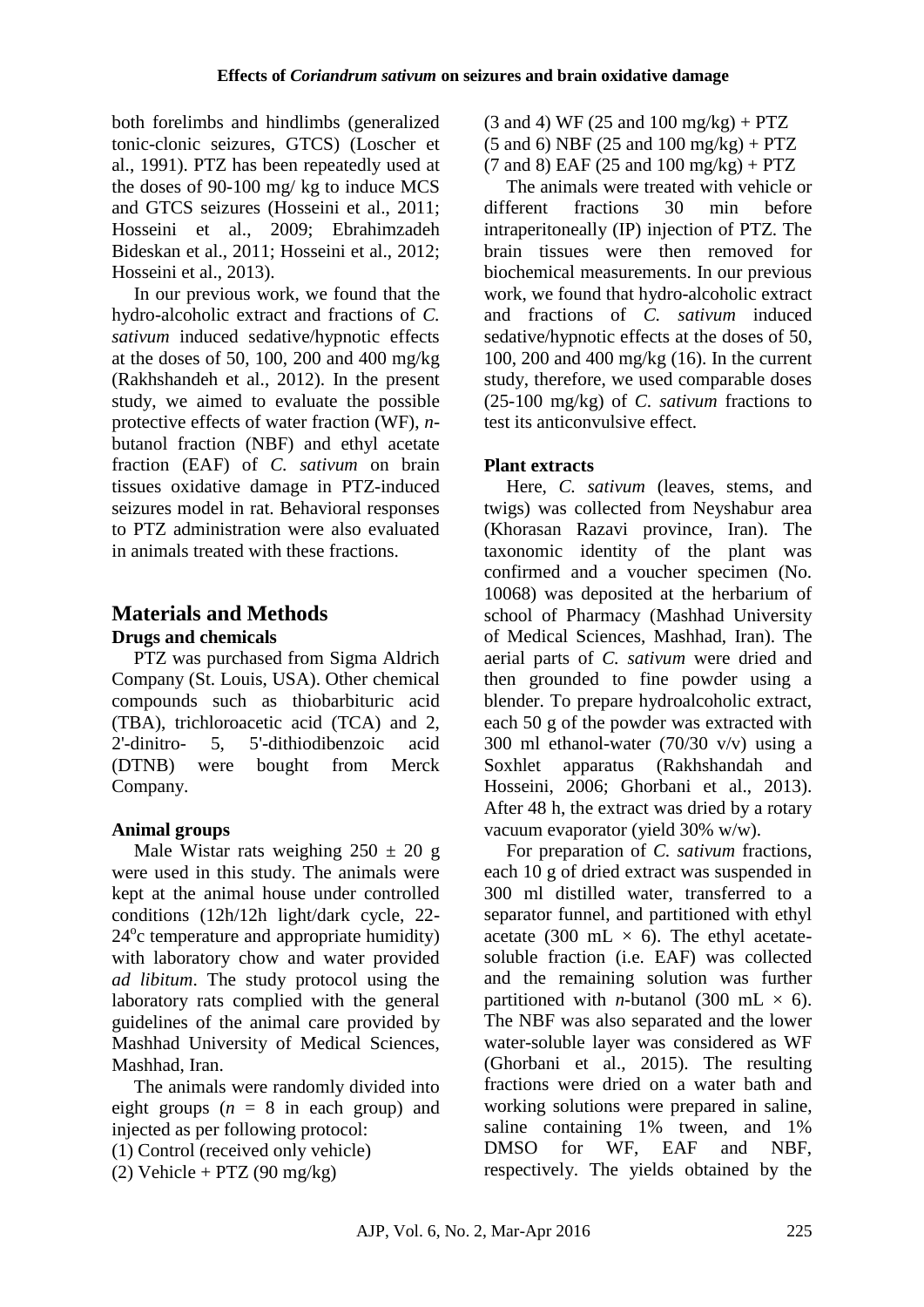both forelimbs and hindlimbs (generalized tonic-clonic seizures, GTCS) (Loscher et al., 1991). PTZ has been repeatedly used at the doses of 90-100 mg/ kg to induce MCS and GTCS seizures (Hosseini et al., 2011; Hosseini et al., 2009; Ebrahimzadeh Bideskan et al., 2011; Hosseini et al., 2012; Hosseini et al., 2013).

In our previous work, we found that the hydro-alcoholic extract and fractions of *C. sativum* induced sedative/hypnotic effects at the doses of 50, 100, 200 and 400 mg/kg (Rakhshandeh et al., 2012). In the present study, we aimed to evaluate the possible protective effects of water fraction (WF), *n*-butanol fraction (NBF) and ethyl acetate fraction (EAF) of *C. sativum* on brain tissues oxidative damage in PTZ-induced seizures model in rat. Behavioral responses to PTZ administration were also evaluated in animals treated with these fractions.

## Materials and Methods

### Drugs and chemicals

PTZ was purchased from Sigma Aldrich Company (St. Louis, USA). Other chemical compounds such as thiobarbituric acid (TBA), trichloroacetic acid (TCA) and 2, 2'-dinitro- 5, 5'-dithiodibenzoic acid (DTNB) were bought from Merck Company.

### Animal groups

Male Wistar rats weighing 250 ± 20 g were used in this study. The animals were kept at the animal house under controlled conditions (12h/12h light/dark cycle, 22-24°c temperature and appropriate humidity) with laboratory chow and water provided *ad libitum*. The study protocol using the laboratory rats complied with the general guidelines of the animal care provided by Mashhad University of Medical Sciences, Mashhad, Iran.

The animals were randomly divided into eight groups ($n$ = 8 in each group) and injected as per following protocol:

(1) Control (received only vehicle)
(2) Vehicle + PTZ (90 mg/kg)
(3 and 4) WF (25 and 100 mg/kg) + PTZ
(5 and 6) NBF (25 and 100 mg/kg) + PTZ
(7 and 8) EAF (25 and 100 mg/kg) + PTZ

The animals were treated with vehicle or different fractions 30 min before intraperitoneally (IP) injection of PTZ. The brain tissues were then removed for biochemical measurements. In our previous work, we found that hydro-alcoholic extract and fractions of *C. sativum* induced sedative/hypnotic effects at the doses of 50, 100, 200 and 400 mg/kg (16). In the current study, therefore, we used comparable doses (25-100 mg/kg) of *C. sativum* fractions to test its anticonvulsive effect.

### Plant extracts

Here, *C. sativum* (leaves, stems, and twigs) was collected from Neyshabur area (Khorasan Razavi province, Iran). The taxonomic identity of the plant was confirmed and a voucher specimen (No. 10068) was deposited at the herbarium of school of Pharmacy (Mashhad University of Medical Sciences, Mashhad, Iran). The aerial parts of *C. sativum* were dried and then grounded to fine powder using a blender. To prepare hydroalcoholic extract, each 50 g of the powder was extracted with 300 ml ethanol-water (70/30 v/v) using a Soxhlet apparatus (Rakhshandah and Hosseini, 2006; Ghorbani et al., 2013). After 48 h, the extract was dried by a rotary vacuum evaporator (yield 30% w/w).

For preparation of *C. sativum* fractions, each 10 g of dried extract was suspended in 300 ml distilled water, transferred to a separator funnel, and partitioned with ethyl acetate (300 mL × 6). The ethyl acetate-soluble fraction (i.e. EAF) was collected and the remaining solution was further partitioned with *n*-butanol (300 mL × 6). The NBF was also separated and the lower water-soluble layer was considered as WF (Ghorbani et al., 2015). The resulting fractions were dried on a water bath and working solutions were prepared in saline, saline containing 1% tween, and 1% DMSO for WF, EAF and NBF, respectively. The yields obtained by the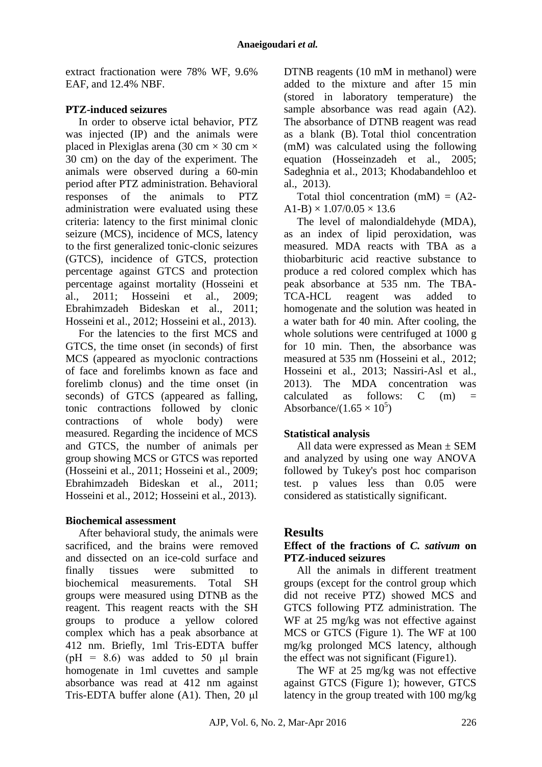extract fractionation were 78% WF, 9.6% EAF, and 12.4% NBF.

### PTZ-induced seizures

In order to observe ictal behavior, PTZ was injected (IP) and the animals were placed in Plexiglas arena (30 cm × 30 cm × 30 cm) on the day of the experiment. The animals were observed during a 60-min period after PTZ administration. Behavioral responses of the animals to PTZ administration were evaluated using these criteria: latency to the first minimal clonic seizure (MCS), incidence of MCS, latency to the first generalized tonic-clonic seizures (GTCS), incidence of GTCS, protection percentage against GTCS and protection percentage against mortality (Hosseini et al., 2011; Hosseini et al., 2009; Ebrahimzadeh Bideskan et al., 2011; Hosseini et al., 2012; Hosseini et al., 2013).

For the latencies to the first MCS and GTCS, the time onset (in seconds) of first MCS (appeared as myoclonic contractions of face and forelimbs known as face and forelimb clonus) and the time onset (in seconds) of GTCS (appeared as falling, tonic contractions followed by clonic contractions of whole body) were measured. Regarding the incidence of MCS and GTCS, the number of animals per group showing MCS or GTCS was reported (Hosseini et al., 2011; Hosseini et al., 2009; Ebrahimzadeh Bideskan et al., 2011; Hosseini et al., 2012; Hosseini et al., 2013).

### Biochemical assessment

After behavioral study, the animals were sacrificed, and the brains were removed and dissected on an ice-cold surface and finally tissues were submitted to biochemical measurements. Total SH groups were measured using DTNB as the reagent. This reagent reacts with the SH groups to produce a yellow colored complex which has a peak absorbance at 412 nm. Briefly, 1ml Tris-EDTA buffer (pH = 8.6) was added to 50 μl brain homogenate in 1ml cuvettes and sample absorbance was read at 412 nm against Tris-EDTA buffer alone (A1). Then, 20 μl DTNB reagents (10 mM in methanol) were added to the mixture and after 15 min (stored in laboratory temperature) the sample absorbance was read again (A2). The absorbance of DTNB reagent was read as a blank (B). Total thiol concentration (mM) was calculated using the following equation (Hosseinzadeh et al., 2005; Sadeghnia et al., 2013; Khodabandehloo et al., 2013).

Total thiol concentration (mM) = $(A2\text{-}A1\text{-}B) \times 1.07/0.05 \times 13.6$

The level of malondialdehyde (MDA), as an index of lipid peroxidation, was measured. MDA reacts with TBA as a thiobarbituric acid reactive substance to produce a red colored complex which has peak absorbance at 535 nm. The TBA-TCA-HCL reagent was added to homogenate and the solution was heated in a water bath for 40 min. After cooling, the whole solutions were centrifuged at 1000 g for 10 min. Then, the absorbance was measured at 535 nm (Hosseini et al., 2012; Hosseini et al., 2013; Nassiri-Asl et al., 2013). The MDA concentration was calculated as follows: C (m) = $\text{Absorbance}/(1.65 \times 10^5)$

### Statistical analysis

All data were expressed as Mean ± SEM and analyzed by using one way ANOVA followed by Tukey's post hoc comparison test. p values less than 0.05 were considered as statistically significant.

## Results

### Effect of the fractions of *C. sativum* on PTZ-induced seizures

All the animals in different treatment groups (except for the control group which did not receive PTZ) showed MCS and GTCS following PTZ administration. The WF at 25 mg/kg was not effective against MCS or GTCS (Figure 1). The WF at 100 mg/kg prolonged MCS latency, although the effect was not significant (Figure1).

The WF at 25 mg/kg was not effective against GTCS (Figure 1); however, GTCS latency in the group treated with 100 mg/kg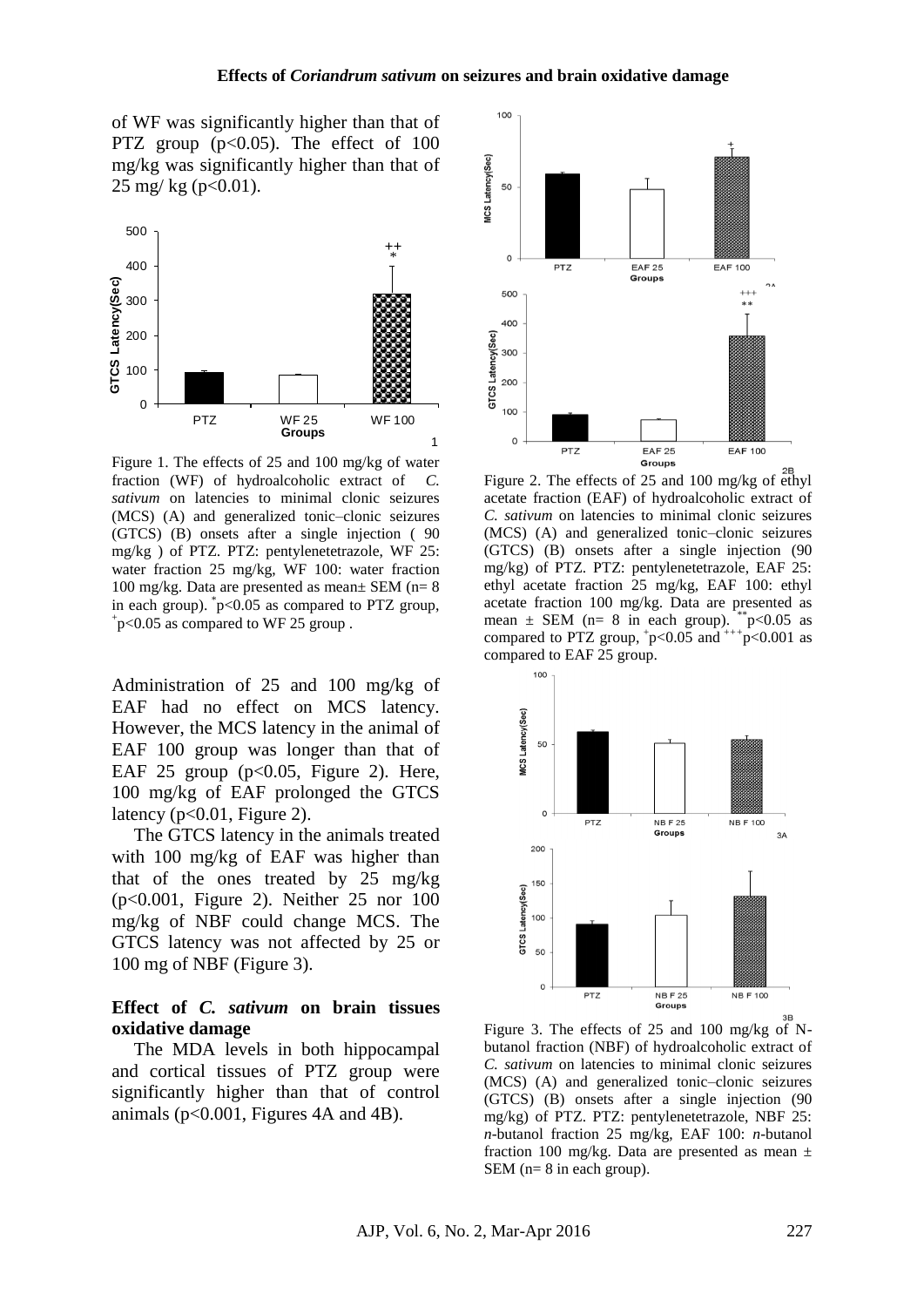of WF was significantly higher than that of PTZ group ($p<0.05$). The effect of 100 mg/kg was significantly higher than that of 25 mg/ kg ($p<0.01$).

Figure 1. The effects of 25 and 100 mg/kg of water fraction (WF) of hydroalcoholic extract of *C. sativum* on latencies to minimal clonic seizures (MCS) (A) and generalized tonic–clonic seizures (GTCS) (B) onsets after a single injection ( 90 mg/kg ) of PTZ. PTZ: pentylenetetrazole, WF 25: water fraction 25 mg/kg, WF 100: water fraction 100 mg/kg. Data are presented as mean± SEM (n= 8 in each group). $^{*}p<0.05$ as compared to PTZ group, $^{+}p<0.05$ as compared to WF 25 group .

Administration of 25 and 100 mg/kg of EAF had no effect on MCS latency. However, the MCS latency in the animal of EAF 100 group was longer than that of EAF 25 group ($p<0.05$, Figure 2). Here, 100 mg/kg of EAF prolonged the GTCS latency ($p<0.01$, Figure 2).

The GTCS latency in the animals treated with 100 mg/kg of EAF was higher than that of the ones treated by 25 mg/kg ($p<0.001$, Figure 2). Neither 25 nor 100 mg/kg of NBF could change MCS. The GTCS latency was not affected by 25 or 100 mg of NBF (Figure 3).

### Effect of *C. sativum* on brain tissues oxidative damage

The MDA levels in both hippocampal and cortical tissues of PTZ group were significantly higher than that of control animals ($p<0.001$, Figures 4A and 4B).

Figure 2. The effects of 25 and 100 mg/kg of ethyl acetate fraction (EAF) of hydroalcoholic extract of *C. sativum* on latencies to minimal clonic seizures (MCS) (A) and generalized tonic–clonic seizures (GTCS) (B) onsets after a single injection (90 mg/kg) of PTZ. PTZ: pentylenetetrazole, EAF 25: ethyl acetate fraction 25 mg/kg, EAF 100: ethyl acetate fraction 100 mg/kg. Data are presented as mean ± SEM (n= 8 in each group). $^{**}p<0.05$ as compared to PTZ group, $^{+}p<0.05$ and $^{+++}p<0.001$ as compared to EAF 25 group.

Figure 3. The effects of 25 and 100 mg/kg of N-butanol fraction (NBF) of hydroalcoholic extract of *C. sativum* on latencies to minimal clonic seizures (MCS) (A) and generalized tonic–clonic seizures (GTCS) (B) onsets after a single injection (90 mg/kg) of PTZ. PTZ: pentylenetetrazole, NBF 25: *n*-butanol fraction 25 mg/kg, EAF 100: *n*-butanol fraction 100 mg/kg. Data are presented as mean ± SEM (n= 8 in each group).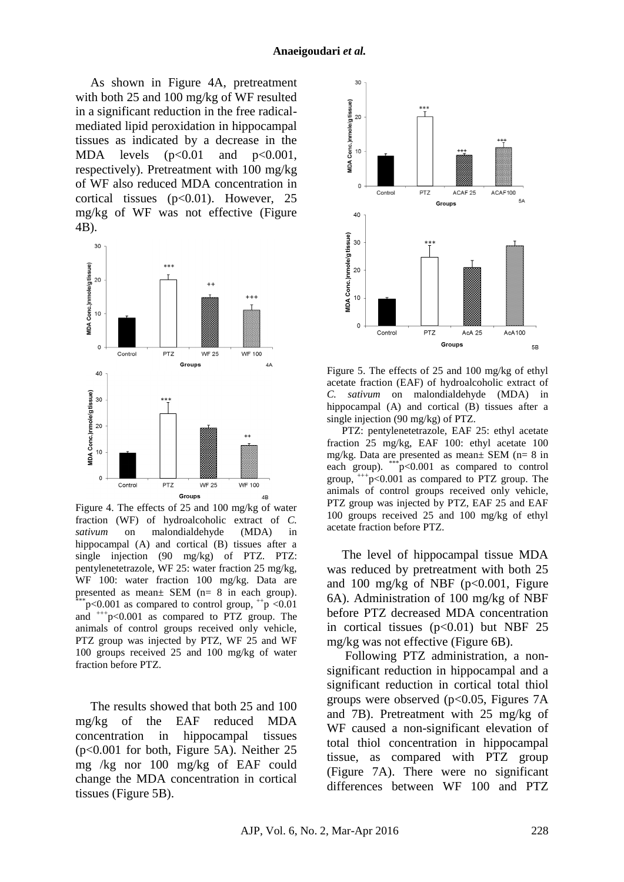As shown in Figure 4A, pretreatment with both 25 and 100 mg/kg of WF resulted in a significant reduction in the free radical-mediated lipid peroxidation in hippocampal tissues as indicated by a decrease in the MDA levels ($p<0.01$ and $p<0.001$, respectively). Pretreatment with 100 mg/kg of WF also reduced MDA concentration in cortical tissues ($p<0.01$). However, 25 mg/kg of WF was not effective (Figure 4B).

Figure 4. The effects of 25 and 100 mg/kg of water fraction (WF) of hydroalcoholic extract of *C. sativum* on malondialdehyde (MDA) in hippocampal (A) and cortical (B) tissues after a single injection (90 mg/kg) of PTZ. PTZ: pentylenetetrazole, WF 25: water fraction 25 mg/kg, WF 100: water fraction 100 mg/kg. Data are presented as mean± SEM (n= 8 in each group). $^{***}p<0.001$ as compared to control group, $^{++}p<0.01$ and $^{+++}p<0.001$ as compared to PTZ group. The animals of control groups received only vehicle, PTZ group was injected by PTZ, WF 25 and WF 100 groups received 25 and 100 mg/kg of water fraction before PTZ.

The results showed that both 25 and 100 mg/kg of the EAF reduced MDA concentration in hippocampal tissues ($p<0.001$ for both, Figure 5A). Neither 25 mg /kg nor 100 mg/kg of EAF could change the MDA concentration in cortical tissues (Figure 5B).

Figure 5. The effects of 25 and 100 mg/kg of ethyl acetate fraction (EAF) of hydroalcoholic extract of *C. sativum* on malondialdehyde (MDA) in hippocampal (A) and cortical (B) tissues after a single injection (90 mg/kg) of PTZ.

PTZ: pentylenetetrazole, EAF 25: ethyl acetate fraction 25 mg/kg, EAF 100: ethyl acetate 100 mg/kg. Data are presented as mean± SEM (n= 8 in each group). $^{***}p<0.001$ as compared to control group, $^{+++}p<0.001$ as compared to PTZ group. The animals of control groups received only vehicle, PTZ group was injected by PTZ, EAF 25 and EAF 100 groups received 25 and 100 mg/kg of ethyl acetate fraction before PTZ.

The level of hippocampal tissue MDA was reduced by pretreatment with both 25 and 100 mg/kg of NBF ($p<0.001$, Figure 6A). Administration of 100 mg/kg of NBF before PTZ decreased MDA concentration in cortical tissues ($p<0.01$) but NBF 25 mg/kg was not effective (Figure 6B).

Following PTZ administration, a non-significant reduction in hippocampal and a significant reduction in cortical total thiol groups were observed ($p<0.05$, Figures 7A and 7B). Pretreatment with 25 mg/kg of WF caused a non-significant elevation of total thiol concentration in hippocampal tissue, as compared with PTZ group (Figure 7A). There were no significant differences between WF 100 and PTZ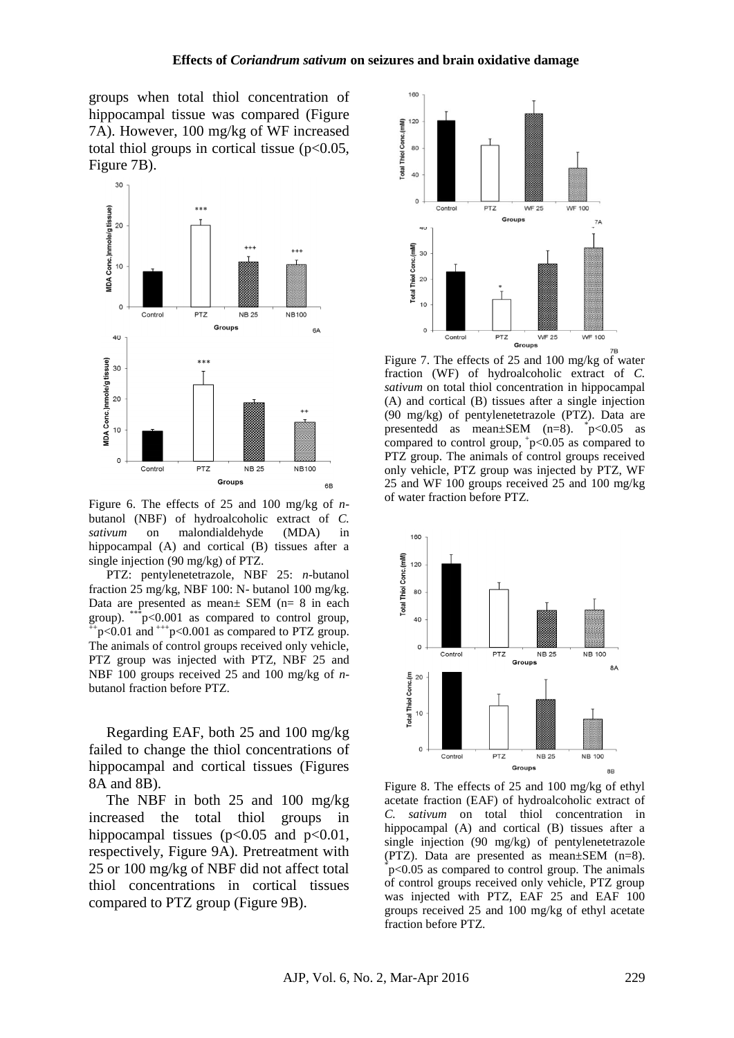groups when total thiol concentration of hippocampal tissue was compared (Figure 7A). However, 100 mg/kg of WF increased total thiol groups in cortical tissue ($p<0.05$, Figure 7B).

Figure 6. The effects of 25 and 100 mg/kg of *n*-butanol (NBF) of hydroalcoholic extract of *C. sativum* on malondialdehyde (MDA) in hippocampal (A) and cortical (B) tissues after a single injection (90 mg/kg) of PTZ.

PTZ: pentylenetetrazole, NBF 25: *n*-butanol fraction 25 mg/kg, NBF 100: N- butanol 100 mg/kg. Data are presented as mean± SEM (n= 8 in each group). $^{***}p<0.001$ as compared to control group, $^{++}p<0.01$ and $^{+++}p<0.001$ as compared to PTZ group. The animals of control groups received only vehicle, PTZ group was injected with PTZ, NBF 25 and NBF 100 groups received 25 and 100 mg/kg of *n*-butanol fraction before PTZ.

Regarding EAF, both 25 and 100 mg/kg failed to change the thiol concentrations of hippocampal and cortical tissues (Figures 8A and 8B).

The NBF in both 25 and 100 mg/kg increased the total thiol groups in hippocampal tissues ($p<0.05$ and $p<0.01$, respectively, Figure 9A). Pretreatment with 25 or 100 mg/kg of NBF did not affect total thiol concentrations in cortical tissues compared to PTZ group (Figure 9B).

Figure 7. The effects of 25 and 100 mg/kg of water fraction (WF) of hydroalcoholic extract of *C. sativum* on total thiol concentration in hippocampal (A) and cortical (B) tissues after a single injection (90 mg/kg) of pentylenetetrazole (PTZ). Data are presentedd as mean±SEM (n=8). $^{*}p<0.05$ as compared to control group, $^{+}p<0.05$ as compared to PTZ group. The animals of control groups received only vehicle, PTZ group was injected by PTZ, WF 25 and WF 100 groups received 25 and 100 mg/kg of water fraction before PTZ.

Figure 8. The effects of 25 and 100 mg/kg of ethyl acetate fraction (EAF) of hydroalcoholic extract of *C. sativum* on total thiol concentration in hippocampal (A) and cortical (B) tissues after a single injection (90 mg/kg) of pentylenetetrazole (PTZ). Data are presented as mean±SEM (n=8). $^{*}p<0.05$ as compared to control group. The animals of control groups received only vehicle, PTZ group was injected with PTZ, EAF 25 and EAF 100 groups received 25 and 100 mg/kg of ethyl acetate fraction before PTZ.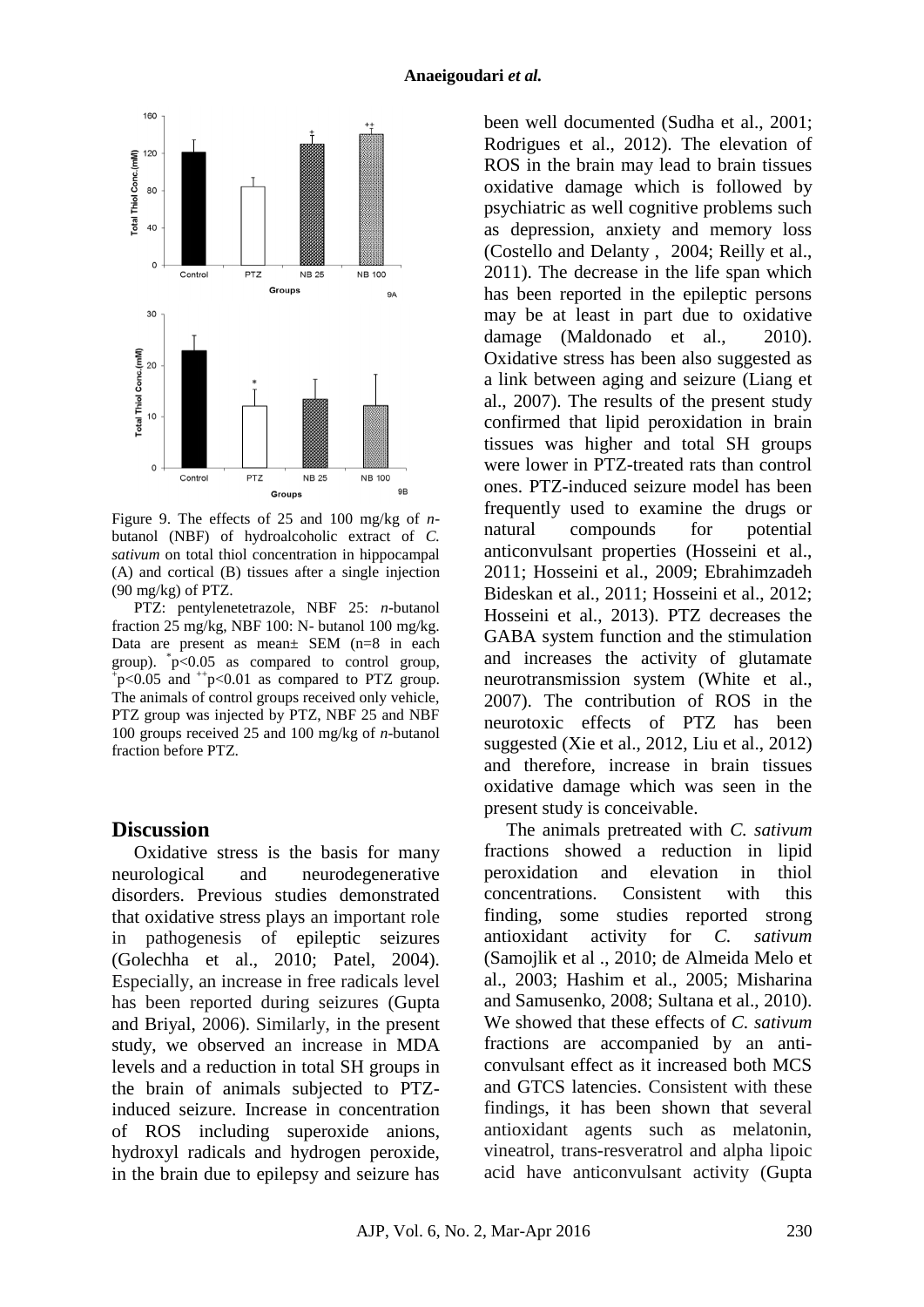Figure 9. The effects of 25 and 100 mg/kg of *n*-butanol (NBF) of hydroalcoholic extract of *C. sativum* on total thiol concentration in hippocampal (A) and cortical (B) tissues after a single injection (90 mg/kg) of PTZ.

PTZ: pentylenetetrazole, NBF 25: *n*-butanol fraction 25 mg/kg, NBF 100: N- butanol 100 mg/kg. Data are present as mean± SEM (n=8 in each group). *p<0.05 as compared to control group, +p<0.05 and ++p<0.01 as compared to PTZ group. The animals of control groups received only vehicle, PTZ group was injected by PTZ, NBF 25 and NBF 100 groups received 25 and 100 mg/kg of *n*-butanol fraction before PTZ.

## Discussion

Oxidative stress is the basis for many neurological and neurodegenerative disorders. Previous studies demonstrated that oxidative stress plays an important role in pathogenesis of epileptic seizures (Golechha et al., 2010; Patel, 2004). Especially, an increase in free radicals level has been reported during seizures (Gupta and Briyal, 2006). Similarly, in the present study, we observed an increase in MDA levels and a reduction in total SH groups in the brain of animals subjected to PTZ-induced seizure. Increase in concentration of ROS including superoxide anions, hydroxyl radicals and hydrogen peroxide, in the brain due to epilepsy and seizure has been well documented (Sudha et al., 2001; Rodrigues et al., 2012). The elevation of ROS in the brain may lead to brain tissues oxidative damage which is followed by psychiatric as well cognitive problems such as depression, anxiety and memory loss (Costello and Delanty , 2004; Reilly et al., 2011). The decrease in the life span which has been reported in the epileptic persons may be at least in part due to oxidative damage (Maldonado et al., 2010). Oxidative stress has been also suggested as a link between aging and seizure (Liang et al., 2007). The results of the present study confirmed that lipid peroxidation in brain tissues was higher and total SH groups were lower in PTZ-treated rats than control ones. PTZ-induced seizure model has been frequently used to examine the drugs or natural compounds for potential anticonvulsant properties (Hosseini et al., 2011; Hosseini et al., 2009; Ebrahimzadeh Bideskan et al., 2011; Hosseini et al., 2012; Hosseini et al., 2013). PTZ decreases the GABA system function and the stimulation and increases the activity of glutamate neurotransmission system (White et al., 2007). The contribution of ROS in the neurotoxic effects of PTZ has been suggested (Xie et al., 2012, Liu et al., 2012) and therefore, increase in brain tissues oxidative damage which was seen in the present study is conceivable.

The animals pretreated with *C. sativum* fractions showed a reduction in lipid peroxidation and elevation in thiol concentrations. Consistent with this finding, some studies reported strong antioxidant activity for *C. sativum* (Samojlik et al ., 2010; de Almeida Melo et al., 2003; Hashim et al., 2005; Misharina and Samusenko, 2008; Sultana et al., 2010). We showed that these effects of *C. sativum* fractions are accompanied by an anti-convulsant effect as it increased both MCS and GTCS latencies. Consistent with these findings, it has been shown that several antioxidant agents such as melatonin, vineatrol, trans-resveratrol and alpha lipoic acid have anticonvulsant activity (Gupta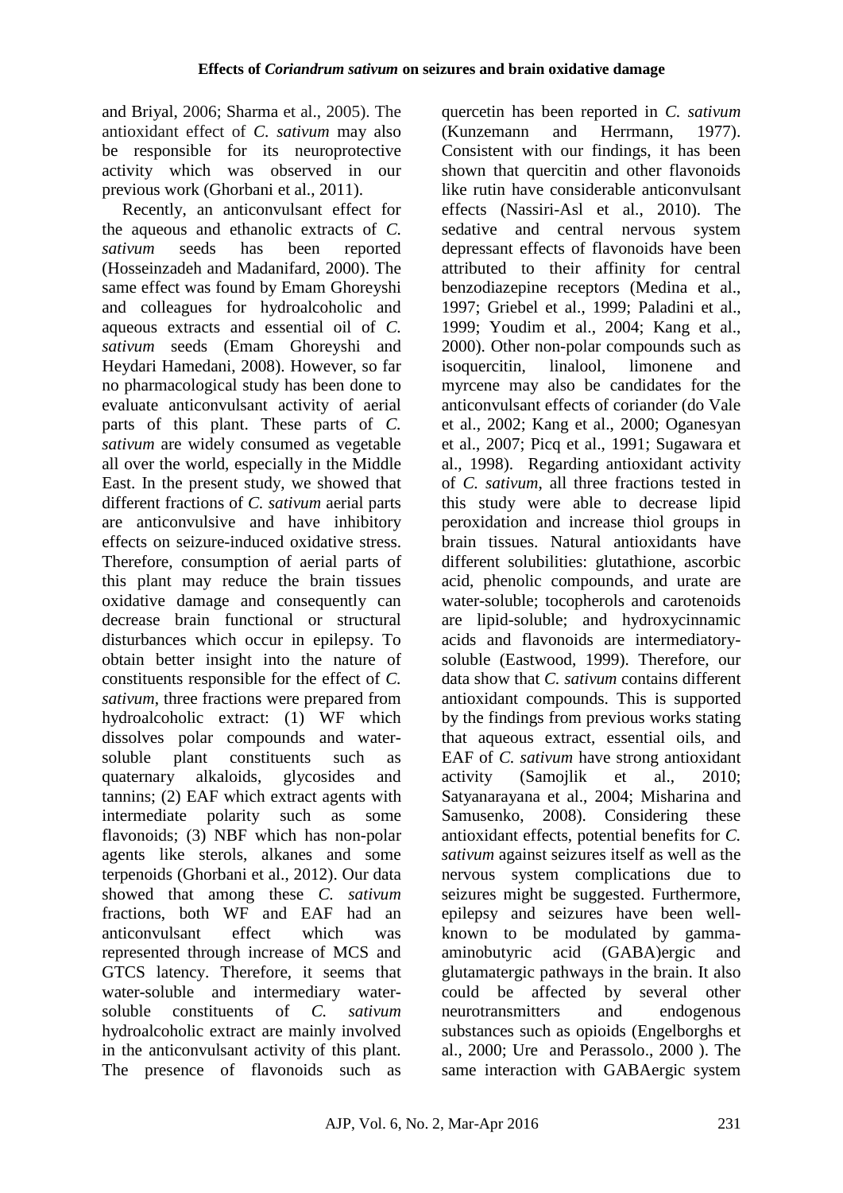and Briyal, 2006; Sharma et al., 2005). The antioxidant effect of *C. sativum* may also be responsible for its neuroprotective activity which was observed in our previous work (Ghorbani et al., 2011).

Recently, an anticonvulsant effect for the aqueous and ethanolic extracts of *C. sativum* seeds has been reported (Hosseinzadeh and Madanifard, 2000). The same effect was found by Emam Ghoreyshi and colleagues for hydroalcoholic and aqueous extracts and essential oil of *C. sativum* seeds (Emam Ghoreyshi and Heydari Hamedani, 2008). However, so far no pharmacological study has been done to evaluate anticonvulsant activity of aerial parts of this plant. These parts of *C. sativum* are widely consumed as vegetable all over the world, especially in the Middle East. In the present study, we showed that different fractions of *C. sativum* aerial parts are anticonvulsive and have inhibitory effects on seizure-induced oxidative stress. Therefore, consumption of aerial parts of this plant may reduce the brain tissues oxidative damage and consequently can decrease brain functional or structural disturbances which occur in epilepsy. To obtain better insight into the nature of constituents responsible for the effect of *C. sativum*, three fractions were prepared from hydroalcoholic extract: (1) WF which dissolves polar compounds and water-soluble plant constituents such as quaternary alkaloids, glycosides and tannins; (2) EAF which extract agents with intermediate polarity such as some flavonoids; (3) NBF which has non-polar agents like sterols, alkanes and some terpenoids (Ghorbani et al., 2012). Our data showed that among these *C. sativum* fractions, both WF and EAF had an anticonvulsant effect which was represented through increase of MCS and GTCS latency. Therefore, it seems that water-soluble and intermediary water-soluble constituents of *C. sativum* hydroalcoholic extract are mainly involved in the anticonvulsant activity of this plant. The presence of flavonoids such as quercetin has been reported in *C. sativum* (Kunzemann and Herrmann, 1977). Consistent with our findings, it has been shown that quercitin and other flavonoids like rutin have considerable anticonvulsant effects (Nassiri-Asl et al., 2010). The sedative and central nervous system depressant effects of flavonoids have been attributed to their affinity for central benzodiazepine receptors (Medina et al., 1997; Griebel et al., 1999; Paladini et al., 1999; Youdim et al., 2004; Kang et al., 2000). Other non-polar compounds such as isoquercitin, linalool, limonene and myrcene may also be candidates for the anticonvulsant effects of coriander (do Vale et al., 2002; Kang et al., 2000; Oganesyan et al., 2007; Picq et al., 1991; Sugawara et al., 1998). Regarding antioxidant activity of *C. sativum*, all three fractions tested in this study were able to decrease lipid peroxidation and increase thiol groups in brain tissues. Natural antioxidants have different solubilities: glutathione, ascorbic acid, phenolic compounds, and urate are water-soluble; tocopherols and carotenoids are lipid-soluble; and hydroxycinnamic acids and flavonoids are intermediatory-soluble (Eastwood, 1999). Therefore, our data show that *C. sativum* contains different antioxidant compounds. This is supported by the findings from previous works stating that aqueous extract, essential oils, and EAF of *C. sativum* have strong antioxidant activity (Samojlik et al., 2010; Satyanarayana et al., 2004; Misharina and Samusenko, 2008). Considering these antioxidant effects, potential benefits for *C. sativum* against seizures itself as well as the nervous system complications due to seizures might be suggested. Furthermore, epilepsy and seizures have been well-known to be modulated by gamma-aminobutyric acid (GABA)ergic and glutamatergic pathways in the brain. It also could be affected by several other neurotransmitters and endogenous substances such as opioids (Engelborghs et al., 2000; Ure and Perassolo., 2000 ). The same interaction with GABAergic system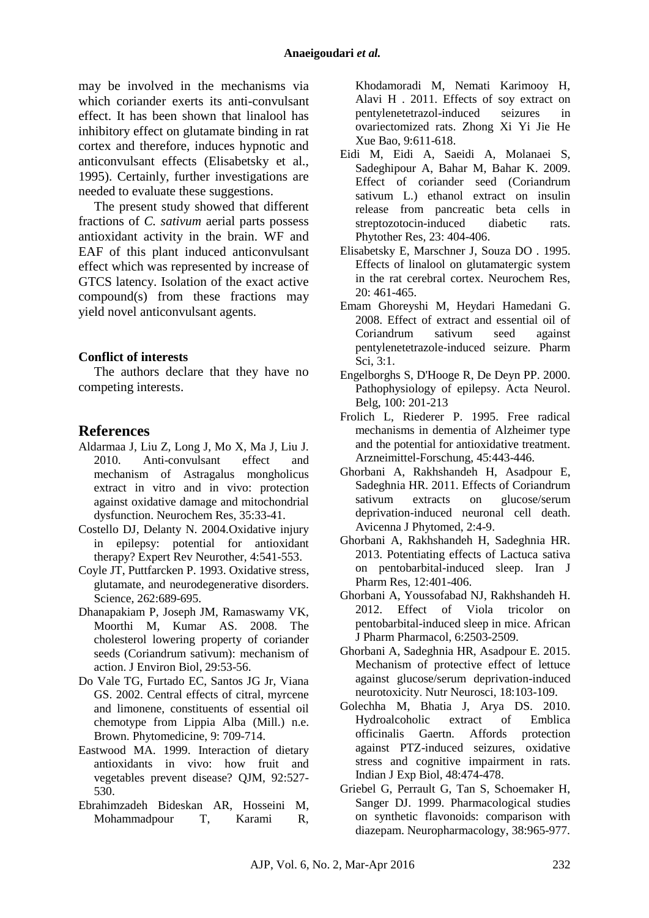may be involved in the mechanisms via which coriander exerts its anti-convulsant effect. It has been shown that linalool has inhibitory effect on glutamate binding in rat cortex and therefore, induces hypnotic and anticonvulsant effects (Elisabetsky et al., 1995). Certainly, further investigations are needed to evaluate these suggestions.

The present study showed that different fractions of *C. sativum* aerial parts possess antioxidant activity in the brain. WF and EAF of this plant induced anticonvulsant effect which was represented by increase of GTCS latency. Isolation of the exact active compound(s) from these fractions may yield novel anticonvulsant agents.

### Conflict of interests

The authors declare that they have no competing interests.

## References

Aldarmaa J, Liu Z, Long J, Mo X, Ma J, Liu J. 2010. Anti-convulsant effect and mechanism of Astragalus mongholicus extract in vitro and in vivo: protection against oxidative damage and mitochondrial dysfunction. Neurochem Res, 35:33-41.

Costello DJ, Delanty N. 2004.Oxidative injury in epilepsy: potential for antioxidant therapy? Expert Rev Neurother, 4:541-553.

Coyle JT, Puttfarcken P. 1993. Oxidative stress, glutamate, and neurodegenerative disorders. Science, 262:689-695.

Dhanapakiam P, Joseph JM, Ramaswamy VK, Moorthi M, Kumar AS. 2008. The cholesterol lowering property of coriander seeds (Coriandrum sativum): mechanism of action. J Environ Biol, 29:53-56.

Do Vale TG, Furtado EC, Santos JG Jr, Viana GS. 2002. Central effects of citral, myrcene and limonene, constituents of essential oil chemotype from Lippia Alba (Mill.) n.e. Brown. Phytomedicine, 9: 709-714.

Eastwood MA. 1999. Interaction of dietary antioxidants in vivo: how fruit and vegetables prevent disease? QJM, 92:527-530.

Ebrahimzadeh Bideskan AR, Hosseini M, Mohammadpour T, Karami R, Khodamoradi M, Nemati Karimooy H, Alavi H . 2011. Effects of soy extract on pentylenetetrazol-induced seizures in ovariectomized rats. Zhong Xi Yi Jie He Xue Bao, 9:611-618.

Eidi M, Eidi A, Saeidi A, Molanaei S, Sadeghipour A, Bahar M, Bahar K. 2009. Effect of coriander seed (Coriandrum sativum L.) ethanol extract on insulin release from pancreatic beta cells in streptozotocin-induced diabetic rats. Phytother Res, 23: 404-406.

Elisabetsky E, Marschner J, Souza DO . 1995. Effects of linalool on glutamatergic system in the rat cerebral cortex. Neurochem Res, 20: 461-465.

Emam Ghoreyshi M, Heydari Hamedani G. 2008. Effect of extract and essential oil of Coriandrum sativum seed against pentylenetetrazole-induced seizure. Pharm Sci, 3:1.

Engelborghs S, D'Hooge R, De Deyn PP. 2000. Pathophysiology of epilepsy. Acta Neurol. Belg, 100: 201-213

Frolich L, Riederer P. 1995. Free radical mechanisms in dementia of Alzheimer type and the potential for antioxidative treatment. Arzneimittel-Forschung, 45:443-446.

Ghorbani A, Rakhshandeh H, Asadpour E, Sadeghnia HR. 2011. Effects of Coriandrum sativum extracts on glucose/serum deprivation-induced neuronal cell death. Avicenna J Phytomed, 2:4-9.

Ghorbani A, Rakhshandeh H, Sadeghnia HR. 2013. Potentiating effects of Lactuca sativa on pentobarbital-induced sleep. Iran J Pharm Res, 12:401-406.

Ghorbani A, Youssofabad NJ, Rakhshandeh H. 2012. Effect of Viola tricolor on pentobarbital-induced sleep in mice. African J Pharm Pharmacol, 6:2503-2509.

Ghorbani A, Sadeghnia HR, Asadpour E. 2015. Mechanism of protective effect of lettuce against glucose/serum deprivation-induced neurotoxicity. Nutr Neurosci, 18:103-109.

Golechha M, Bhatia J, Arya DS. 2010. Hydroalcoholic extract of Emblica officinalis Gaertn. Affords protection against PTZ-induced seizures, oxidative stress and cognitive impairment in rats. Indian J Exp Biol, 48:474-478.

Griebel G, Perrault G, Tan S, Schoemaker H, Sanger DJ. 1999. Pharmacological studies on synthetic flavonoids: comparison with diazepam. Neuropharmacology, 38:965-977.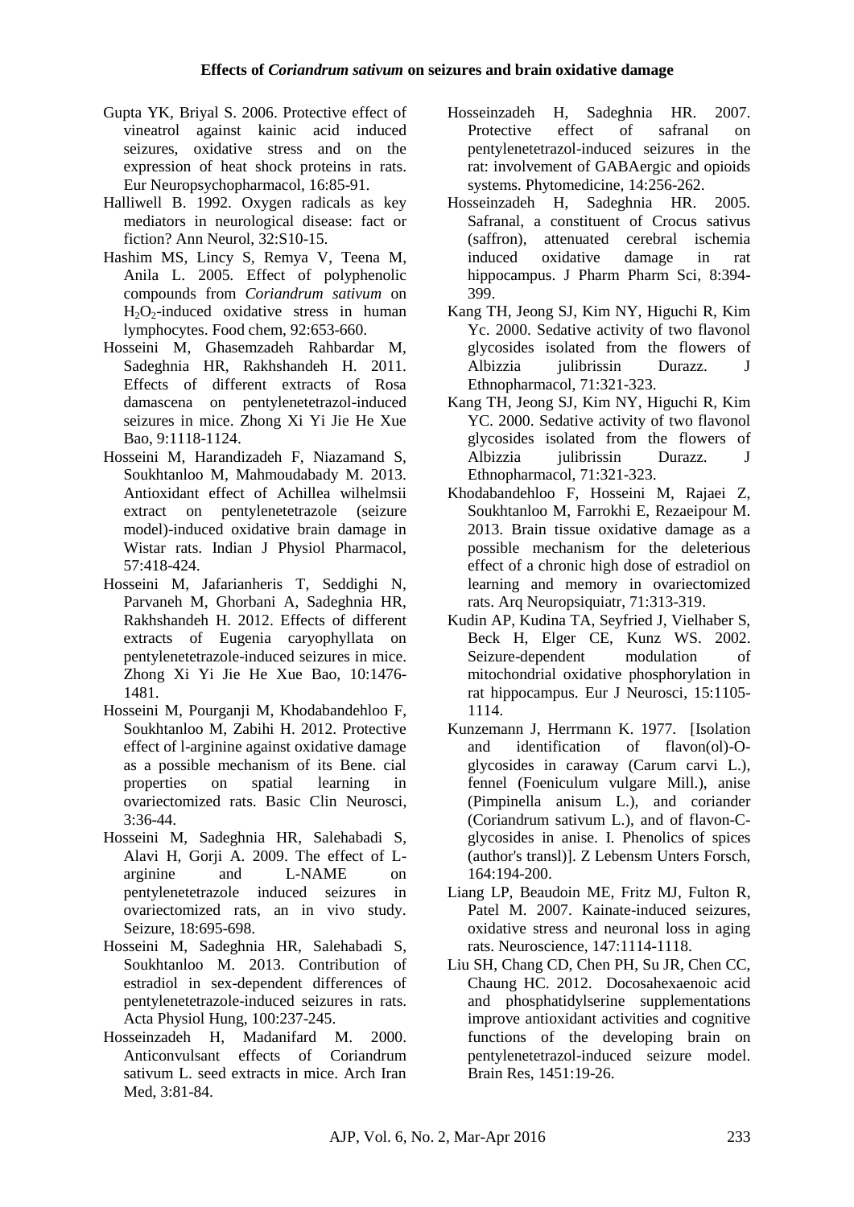Gupta YK, Briyal S. 2006. Protective effect of vineatrol against kainic acid induced seizures, oxidative stress and on the expression of heat shock proteins in rats. Eur Neuropsychopharmacol, 16:85-91.

Halliwell B. 1992. Oxygen radicals as key mediators in neurological disease: fact or fiction? Ann Neurol, 32:S10-15.

Hashim MS, Lincy S, Remya V, Teena M, Anila L. 2005. Effect of polyphenolic compounds from *Coriandrum sativum* on $H_2O_2$-induced oxidative stress in human lymphocytes. Food chem, 92:653-660.

Hosseini M, Ghasemzadeh Rahbardar M, Sadeghnia HR, Rakhshandeh H. 2011. Effects of different extracts of Rosa damascena on pentylenetetrazol-induced seizures in mice. Zhong Xi Yi Jie He Xue Bao, 9:1118-1124.

Hosseini M, Harandizadeh F, Niazamand S, Soukhtanloo M, Mahmoudabady M. 2013. Antioxidant effect of Achillea wilhelmsii extract on pentylenetetrazole (seizure model)-induced oxidative brain damage in Wistar rats. Indian J Physiol Pharmacol, 57:418-424.

Hosseini M, Jafarianheris T, Seddighi N, Parvaneh M, Ghorbani A, Sadeghnia HR, Rakhshandeh H. 2012. Effects of different extracts of Eugenia caryophyllata on pentylenetetrazole-induced seizures in mice. Zhong Xi Yi Jie He Xue Bao, 10:1476-1481.

Hosseini M, Pourganji M, Khodabandehloo F, Soukhtanloo M, Zabihi H. 2012. Protective effect of l-arginine against oxidative damage as a possible mechanism of its Bene. cial properties on spatial learning in ovariectomized rats. Basic Clin Neurosci, 3:36-44.

Hosseini M, Sadeghnia HR, Salehabadi S, Alavi H, Gorji A. 2009. The effect of L-arginine and L-NAME on pentylenetetrazole induced seizures in ovariectomized rats, an in vivo study. Seizure, 18:695-698.

Hosseini M, Sadeghnia HR, Salehabadi S, Soukhtanloo M. 2013. Contribution of estradiol in sex-dependent differences of pentylenetetrazole-induced seizures in rats. Acta Physiol Hung, 100:237-245.

Hosseinzadeh H, Madanifard M. 2000. Anticonvulsant effects of Coriandrum sativum L. seed extracts in mice. Arch Iran Med, 3:81-84.

Hosseinzadeh H, Sadeghnia HR. 2007. Protective effect of safranal on pentylenetetrazol-induced seizures in the rat: involvement of GABAergic and opioids systems. Phytomedicine, 14:256-262.

Hosseinzadeh H, Sadeghnia HR. 2005. Safranal, a constituent of Crocus sativus (saffron), attenuated cerebral ischemia induced oxidative damage in rat hippocampus. J Pharm Pharm Sci, 8:394-399.

Kang TH, Jeong SJ, Kim NY, Higuchi R, Kim Yc. 2000. Sedative activity of two flavonol glycosides isolated from the flowers of Albizzia julibrissin Durazz. J Ethnopharmacol, 71:321-323.

Kang TH, Jeong SJ, Kim NY, Higuchi R, Kim YC. 2000. Sedative activity of two flavonol glycosides isolated from the flowers of Albizzia julibrissin Durazz. J Ethnopharmacol, 71:321-323.

Khodabandehloo F, Hosseini M, Rajaei Z, Soukhtanloo M, Farrokhi E, Rezaeipour M. 2013. Brain tissue oxidative damage as a possible mechanism for the deleterious effect of a chronic high dose of estradiol on learning and memory in ovariectomized rats. Arq Neuropsiquiatr, 71:313-319.

Kudin AP, Kudina TA, Seyfried J, Vielhaber S, Beck H, Elger CE, Kunz WS. 2002. Seizure-dependent modulation of mitochondrial oxidative phosphorylation in rat hippocampus. Eur J Neurosci, 15:1105-1114.

Kunzemann J, Herrmann K. 1977. [Isolation and identification of flavon(ol)-O-glycosides in caraway (Carum carvi L.), fennel (Foeniculum vulgare Mill.), anise (Pimpinella anisum L.), and coriander (Coriandrum sativum L.), and of flavon-C-glycosides in anise. I. Phenolics of spices (author's transl)]. Z Lebensm Unters Forsch, 164:194-200.

Liang LP, Beaudoin ME, Fritz MJ, Fulton R, Patel M. 2007. Kainate-induced seizures, oxidative stress and neuronal loss in aging rats. Neuroscience, 147:1114-1118.

Liu SH, Chang CD, Chen PH, Su JR, Chen CC, Chaung HC. 2012. Docosahexaenoic acid and phosphatidylserine supplementations improve antioxidant activities and cognitive functions of the developing brain on pentylenetetrazol-induced seizure model. Brain Res, 1451:19-26.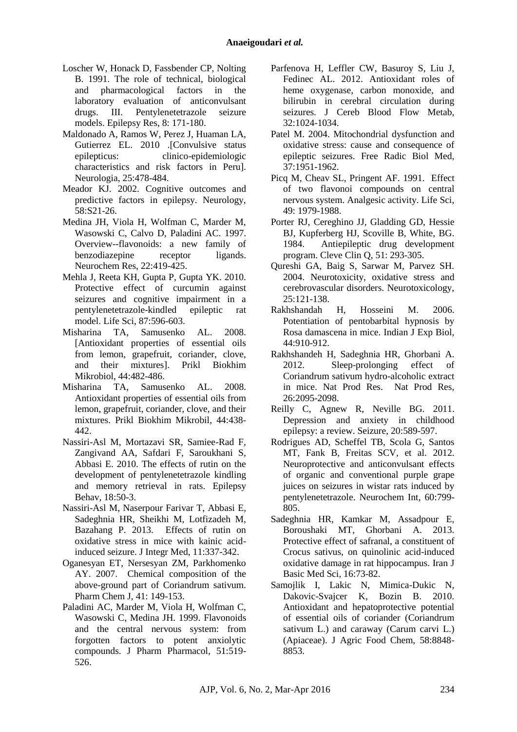Loscher W, Honack D, Fassbender CP, Nolting B. 1991. The role of technical, biological and pharmacological factors in the laboratory evaluation of anticonvulsant drugs. III. Pentylenetetrazole seizure models. Epilepsy Res, 8: 171-180.

Maldonado A, Ramos W, Perez J, Huaman LA, Gutierrez EL. 2010 .[Convulsive status epilepticus: clinico-epidemiologic characteristics and risk factors in Peru]. Neurologia, 25:478-484.

Meador KJ. 2002. Cognitive outcomes and predictive factors in epilepsy. Neurology, 58:S21-26.

Medina JH, Viola H, Wolfman C, Marder M, Wasowski C, Calvo D, Paladini AC. 1997. Overview--flavonoids: a new family of benzodiazepine receptor ligands. Neurochem Res, 22:419-425.

Mehla J, Reeta KH, Gupta P, Gupta YK. 2010. Protective effect of curcumin against seizures and cognitive impairment in a pentylenetetrazole-kindled epileptic rat model. Life Sci, 87:596-603.

Misharina TA, Samusenko AL. 2008. [Antioxidant properties of essential oils from lemon, grapefruit, coriander, clove, and their mixtures]. Prikl Biokhim Mikrobiol, 44:482-486.

Misharina TA, Samusenko AL. 2008. Antioxidant properties of essential oils from lemon, grapefruit, coriander, clove, and their mixtures. Prikl Biokhim Mikrobil, 44:438-442.

Nassiri-Asl M, Mortazavi SR, Samiee-Rad F, Zangivand AA, Safdari F, Saroukhani S, Abbasi E. 2010. The effects of rutin on the development of pentylenetetrazole kindling and memory retrieval in rats. Epilepsy Behav, 18:50-3.

Nassiri-Asl M, Naserpour Farivar T, Abbasi E, Sadeghnia HR, Sheikhi M, Lotfizadeh M, Bazahang P. 2013. Effects of rutin on oxidative stress in mice with kainic acid-induced seizure. J Integr Med, 11:337-342.

Oganesyan ET, Nersesyan ZM, Parkhomenko AY. 2007. Chemical composition of the above-ground part of Coriandrum sativum. Pharm Chem J, 41: 149-153.

Paladini AC, Marder M, Viola H, Wolfman C, Wasowski C, Medina JH. 1999. Flavonoids and the central nervous system: from forgotten factors to potent anxiolytic compounds. J Pharm Pharmacol, 51:519-526.

Parfenova H, Leffler CW, Basuroy S, Liu J, Fedinec AL. 2012. Antioxidant roles of heme oxygenase, carbon monoxide, and bilirubin in cerebral circulation during seizures. J Cereb Blood Flow Metab, 32:1024-1034.

Patel M. 2004. Mitochondrial dysfunction and oxidative stress: cause and consequence of epileptic seizures. Free Radic Biol Med, 37:1951-1962.

Picq M, Cheav SL, Pringent AF. 1991. Effect of two flavonoi compounds on central nervous system. Analgesic activity. Life Sci, 49: 1979-1988.

Porter RJ, Cereghino JJ, Gladding GD, Hessie BJ, Kupferberg HJ, Scoville B, White, BG. 1984. Antiepileptic drug development program. Cleve Clin Q, 51: 293-305.

Qureshi GA, Baig S, Sarwar M, Parvez SH. 2004. Neurotoxicity, oxidative stress and cerebrovascular disorders. Neurotoxicology, 25:121-138.

Rakhshandah H, Hosseini M. 2006. Potentiation of pentobarbital hypnosis by Rosa damascena in mice. Indian J Exp Biol, 44:910-912.

Rakhshandeh H, Sadeghnia HR, Ghorbani A. 2012. Sleep-prolonging effect of Coriandrum sativum hydro-alcoholic extract in mice. Nat Prod Res. Nat Prod Res, 26:2095-2098.

Reilly C, Agnew R, Neville BG. 2011. Depression and anxiety in childhood epilepsy: a review. Seizure, 20:589-597.

Rodrigues AD, Scheffel TB, Scola G, Santos MT, Fank B, Freitas SCV, et al. 2012. Neuroprotective and anticonvulsant effects of organic and conventional purple grape juices on seizures in wistar rats induced by pentylenetetrazole. Neurochem Int, 60:799-805.

Sadeghnia HR, Kamkar M, Assadpour E, Boroushaki MT, Ghorbani A. 2013. Protective effect of safranal, a constituent of Crocus sativus, on quinolinic acid-induced oxidative damage in rat hippocampus. Iran J Basic Med Sci, 16:73-82.

Samojlik I, Lakic N, Mimica-Dukic N, Dakovic-Svajcer K, Bozin B. 2010. Antioxidant and hepatoprotective potential of essential oils of coriander (Coriandrum sativum L.) and caraway (Carum carvi L.) (Apiaceae). J Agric Food Chem, 58:8848-8853.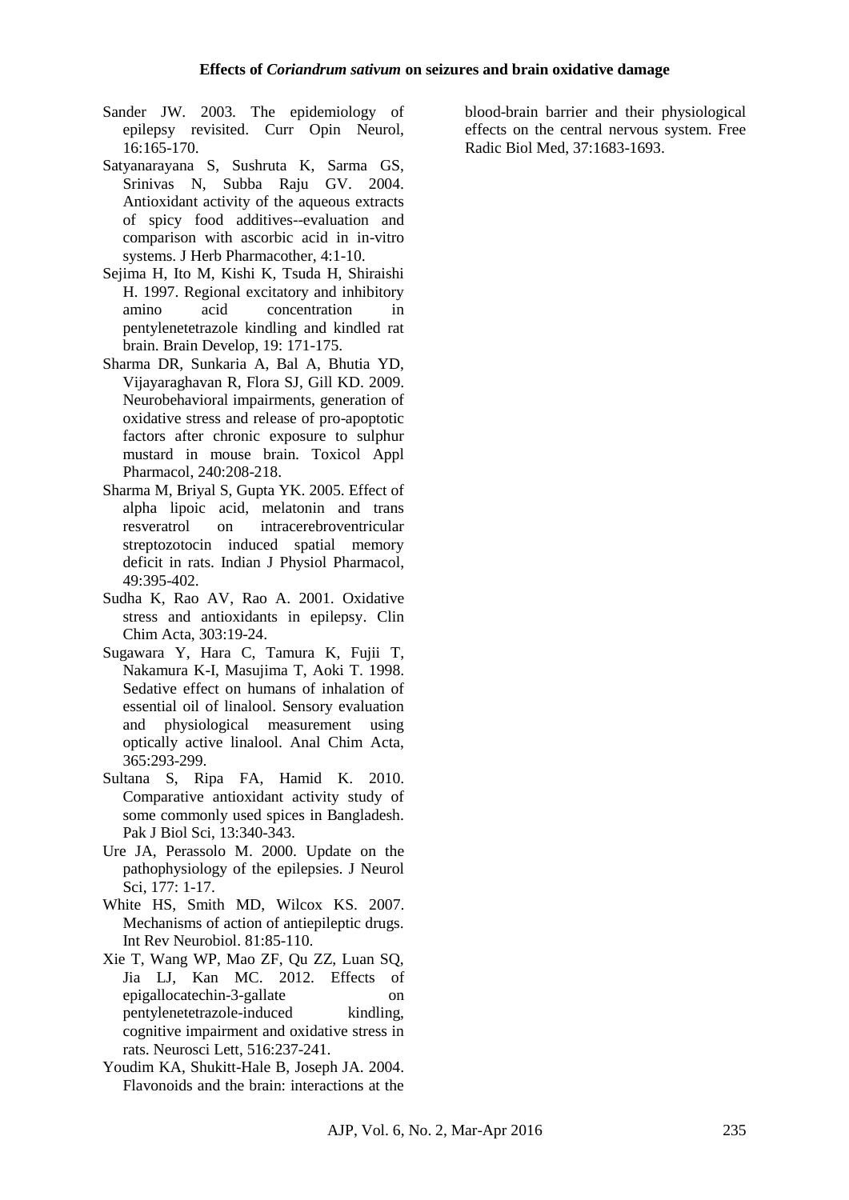Sander JW. 2003. The epidemiology of epilepsy revisited. Curr Opin Neurol, 16:165-170.

Satyanarayana S, Sushruta K, Sarma GS, Srinivas N, Subba Raju GV. 2004. Antioxidant activity of the aqueous extracts of spicy food additives--evaluation and comparison with ascorbic acid in in-vitro systems. J Herb Pharmacother, 4:1-10.

Sejima H, Ito M, Kishi K, Tsuda H, Shiraishi H. 1997. Regional excitatory and inhibitory amino acid concentration in pentylenetetrazole kindling and kindled rat brain. Brain Develop, 19: 171-175.

Sharma DR, Sunkaria A, Bal A, Bhutia YD, Vijayaraghavan R, Flora SJ, Gill KD. 2009. Neurobehavioral impairments, generation of oxidative stress and release of pro-apoptotic factors after chronic exposure to sulphur mustard in mouse brain. Toxicol Appl Pharmacol, 240:208-218.

Sharma M, Briyal S, Gupta YK. 2005. Effect of alpha lipoic acid, melatonin and trans resveratrol on intracerebroventricular streptozotocin induced spatial memory deficit in rats. Indian J Physiol Pharmacol, 49:395-402.

Sudha K, Rao AV, Rao A. 2001. Oxidative stress and antioxidants in epilepsy. Clin Chim Acta, 303:19-24.

Sugawara Y, Hara C, Tamura K, Fujii T, Nakamura K-I, Masujima T, Aoki T. 1998. Sedative effect on humans of inhalation of essential oil of linalool. Sensory evaluation and physiological measurement using optically active linalool. Anal Chim Acta, 365:293-299.

Sultana S, Ripa FA, Hamid K. 2010. Comparative antioxidant activity study of some commonly used spices in Bangladesh. Pak J Biol Sci, 13:340-343.

Ure JA, Perassolo M. 2000. Update on the pathophysiology of the epilepsies. J Neurol Sci, 177: 1-17.

White HS, Smith MD, Wilcox KS. 2007. Mechanisms of action of antiepileptic drugs. Int Rev Neurobiol. 81:85-110.

Xie T, Wang WP, Mao ZF, Qu ZZ, Luan SQ, Jia LJ, Kan MC. 2012. Effects of epigallocatechin-3-gallate on pentylenetetrazole-induced kindling, cognitive impairment and oxidative stress in rats. Neurosci Lett, 516:237-241.

Youdim KA, Shukitt-Hale B, Joseph JA. 2004. Flavonoids and the brain: interactions at the blood-brain barrier and their physiological effects on the central nervous system. Free Radic Biol Med, 37:1683-1693.